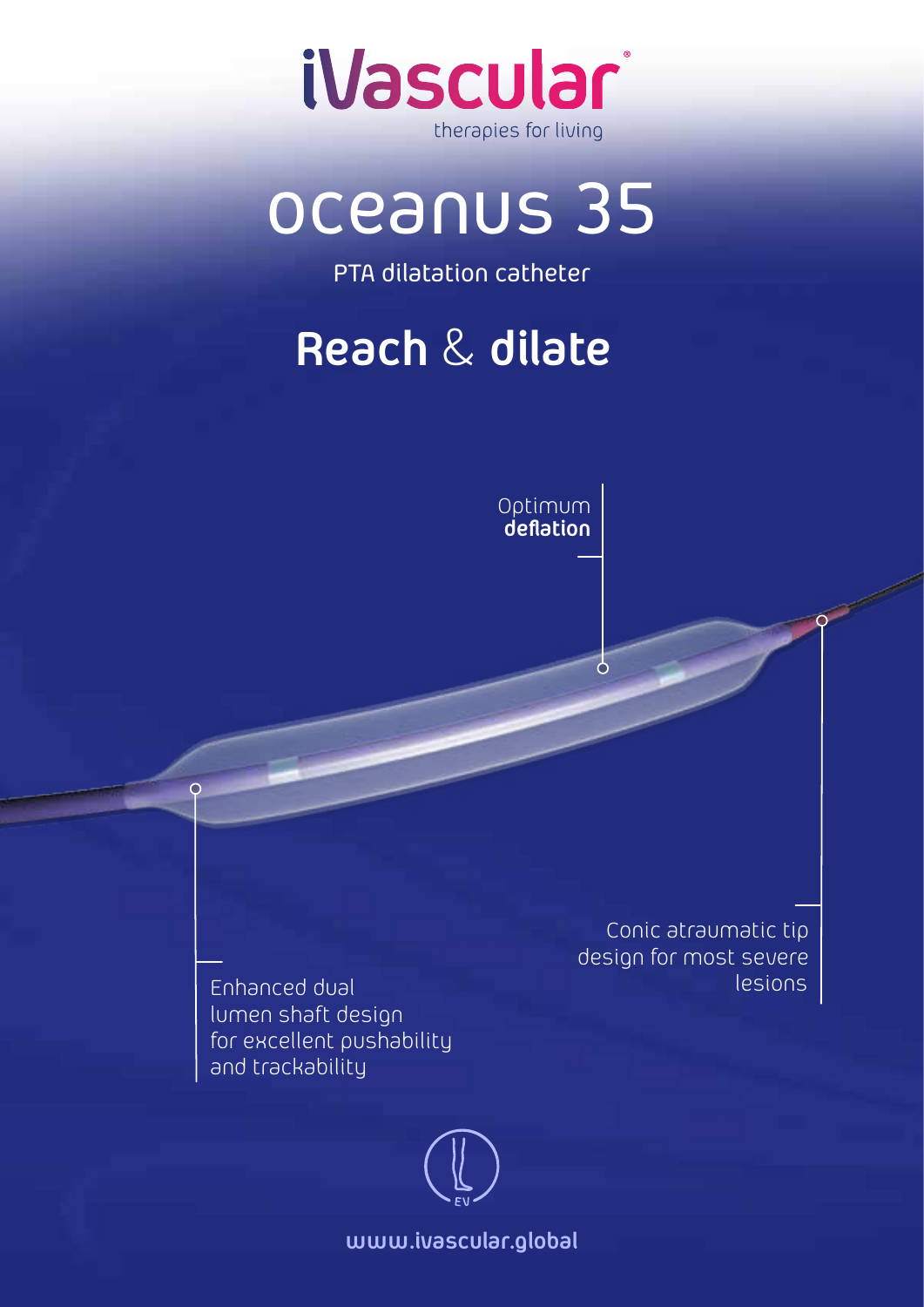iVascular®

therapies for living

# oceanus 35

PTA dilatation catheter

## **Reach** & **dilate**

Optimum **deflation**

Enhanced dual lumen shaft design for excellent pushability and trackability

Conic atraumatic tip design for most severe lesions

EV

**www.ivascular.global**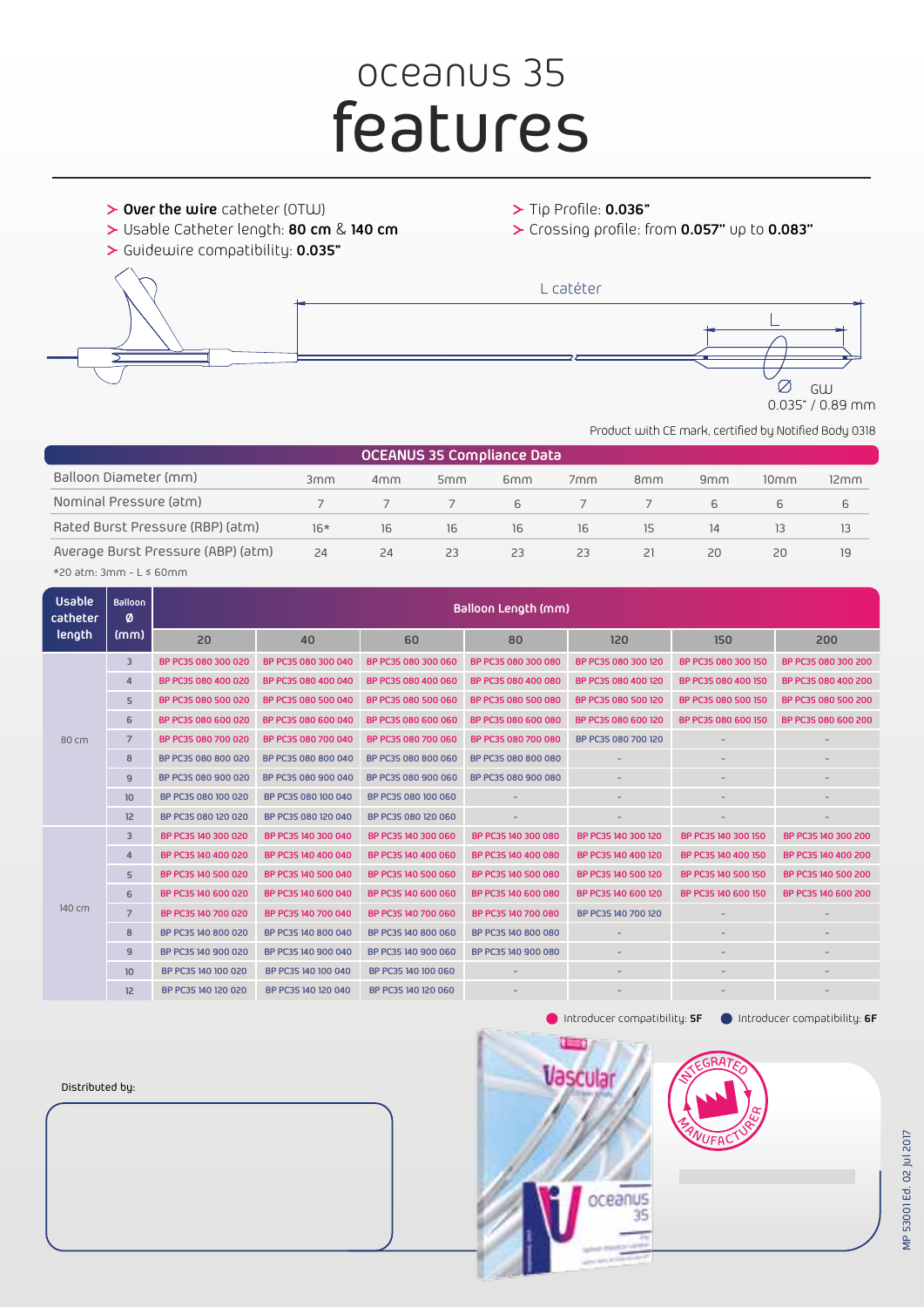# oceanus 35
# features

- **Over the wire** catheter (OTW)
- Usable Catheter length: **80 cm** & **140 cm**
- Guidewire compatibility: **0.035"**
- Tip Profile: **0.036"**
- Crossing profile: from **0.057"** up to **0.083"**

L catéter

L

Ø GW
0.035" / 0.89 mm

Product with CE mark, certified by Notified Body 0318

| OCEANUS 35 Compliance Data | | | | | | | | | |
|---|---|---|---|---|---|---|---|---|---|
| Balloon Diameter (mm) | 3mm | 4mm | 5mm | 6mm | 7mm | 8mm | 9mm | 10mm | 12mm |
| Nominal Pressure (atm) | 7 | 7 | 7 | 6 | 7 | 7 | 6 | 6 | 6 |
| Rated Burst Pressure (RBP) (atm) | 16* | 16 | 16 | 16 | 16 | 15 | 14 | 13 | 13 |
| Average Burst Pressure (ABP) (atm) | 24 | 24 | 23 | 23 | 23 | 21 | 20 | 20 | 19 |

*20 atm: 3mm - L ≤ 60mm

| Usable catheter length | Balloon Ø (mm) | Balloon Length (mm) | | | | | | |
|---|---|---|---|---|---|---|---|---|
| | | 20 | 40 | 60 | 80 | 120 | 150 | 200 |
| 80 cm | 3 | BP PC35 080 300 020 | BP PC35 080 300 040 | BP PC35 080 300 060 | BP PC35 080 300 080 | BP PC35 080 300 120 | BP PC35 080 300 150 | BP PC35 080 300 200 |
| | 4 | BP PC35 080 400 020 | BP PC35 080 400 040 | BP PC35 080 400 060 | BP PC35 080 400 080 | BP PC35 080 400 120 | BP PC35 080 400 150 | BP PC35 080 400 200 |
| | 5 | BP PC35 080 500 020 | BP PC35 080 500 040 | BP PC35 080 500 060 | BP PC35 080 500 080 | BP PC35 080 500 120 | BP PC35 080 500 150 | BP PC35 080 500 200 |
| | 6 | BP PC35 080 600 020 | BP PC35 080 600 040 | BP PC35 080 600 060 | BP PC35 080 600 080 | BP PC35 080 600 120 | BP PC35 080 600 150 | BP PC35 080 600 200 |
| | 7 | BP PC35 080 700 020 | BP PC35 080 700 040 | BP PC35 080 700 060 | BP PC35 080 700 080 | BP PC35 080 700 120 | - | - |
| | 8 | BP PC35 080 800 020 | BP PC35 080 800 040 | BP PC35 080 800 060 | BP PC35 080 800 080 | - | - | - |
| | 9 | BP PC35 080 900 020 | BP PC35 080 900 040 | BP PC35 080 900 060 | BP PC35 080 900 080 | - | - | - |
| | 10 | BP PC35 080 100 020 | BP PC35 080 100 040 | BP PC35 080 100 060 | - | - | - | - |
| | 12 | BP PC35 080 120 020 | BP PC35 080 120 040 | BP PC35 080 120 060 | - | - | - | - |
| 140 cm | 3 | BP PC35 140 300 020 | BP PC35 140 300 040 | BP PC35 140 300 060 | BP PC35 140 300 080 | BP PC35 140 300 120 | BP PC35 140 300 150 | BP PC35 140 300 200 |
| | 4 | BP PC35 140 400 020 | BP PC35 140 400 040 | BP PC35 140 400 060 | BP PC35 140 400 080 | BP PC35 140 400 120 | BP PC35 140 400 150 | BP PC35 140 400 200 |
| | 5 | BP PC35 140 500 020 | BP PC35 140 500 040 | BP PC35 140 500 060 | BP PC35 140 500 080 | BP PC35 140 500 120 | BP PC35 140 500 150 | BP PC35 140 500 200 |
| | 6 | BP PC35 140 600 020 | BP PC35 140 600 040 | BP PC35 140 600 060 | BP PC35 140 600 080 | BP PC35 140 600 120 | BP PC35 140 600 150 | BP PC35 140 600 200 |
| | 7 | BP PC35 140 700 020 | BP PC35 140 700 040 | BP PC35 140 700 060 | BP PC35 140 700 080 | BP PC35 140 700 120 | - | - |
| | 8 | BP PC35 140 800 020 | BP PC35 140 800 040 | BP PC35 140 800 060 | BP PC35 140 800 080 | - | - | - |
| | 9 | BP PC35 140 900 020 | BP PC35 140 900 040 | BP PC35 140 900 060 | BP PC35 140 900 080 | - | - | - |
| | 10 | BP PC35 140 100 020 | BP PC35 140 100 040 | BP PC35 140 100 060 | - | - | - | - |
| | 12 | BP PC35 140 120 020 | BP PC35 140 120 040 | BP PC35 140 120 060 | - | - | - | - |

● Introducer compatibility: **5F** ● Introducer compatibility: **6F**

Distributed by:

INTEGRATED MANUFACTURER

MP 53001 Ed. 02 Jul 2017